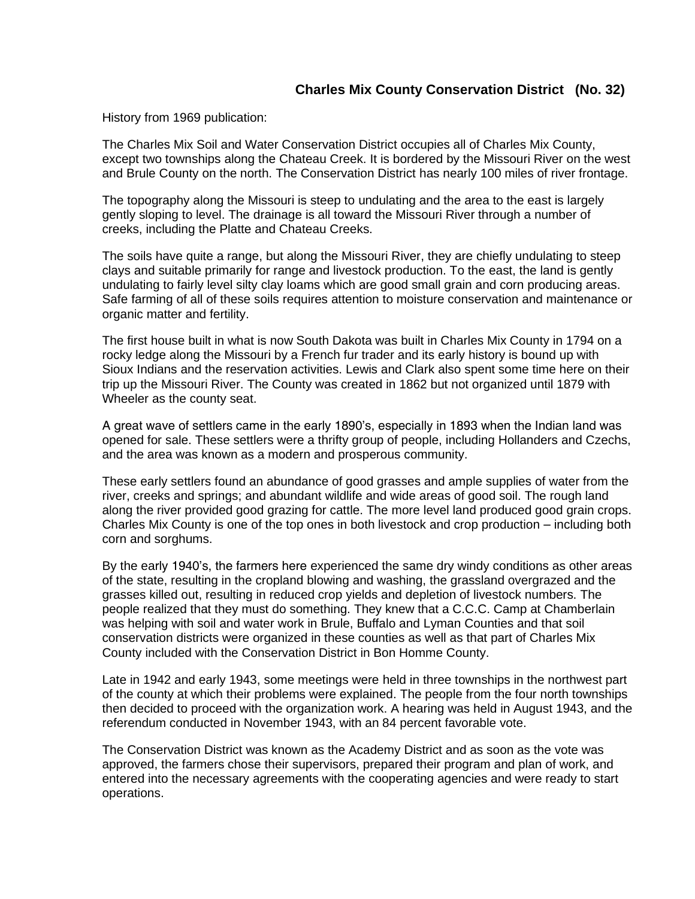## Charles Mix County Conservation District (No. 32)

History from 1969 publication:

The Charles Mix Soil and Water Conservation District occupies all of Charles Mix County, except two townships along the Chateau Creek. It is bordered by the Missouri River on the west and Brule County on the north. The Conservation District has nearly 100 miles of river frontage.

The topography along the Missouri is steep to undulating and the area to the east is largely gently sloping to level. The drainage is all toward the Missouri River through a number of creeks, including the Platte and Chateau Creeks.

The soils have quite a range, but along the Missouri River, they are chiefly undulating to steep clays and suitable primarily for range and livestock production. To the east, the land is gently undulating to fairly level silty clay loams which are good small grain and corn producing areas. Safe farming of all of these soils requires attention to moisture conservation and maintenance or organic matter and fertility.

The first house built in what is now South Dakota was built in Charles Mix County in 1794 on a rocky ledge along the Missouri by a French fur trader and its early history is bound up with Sioux Indians and the reservation activities. Lewis and Clark also spent some time here on their trip up the Missouri River. The County was created in 1862 but not organized until 1879 with Wheeler as the county seat.

A great wave of settlers came in the early 1890's, especially in 1893 when the Indian land was opened for sale. These settlers were a thrifty group of people, including Hollanders and Czechs, and the area was known as a modern and prosperous community.

These early settlers found an abundance of good grasses and ample supplies of water from the river, creeks and springs; and abundant wildlife and wide areas of good soil. The rough land along the river provided good grazing for cattle. The more level land produced good grain crops. Charles Mix County is one of the top ones in both livestock and crop production – including both corn and sorghums.

By the early 1940's, the farmers here experienced the same dry windy conditions as other areas of the state, resulting in the cropland blowing and washing, the grassland overgrazed and the grasses killed out, resulting in reduced crop yields and depletion of livestock numbers. The people realized that they must do something. They knew that a C.C.C. Camp at Chamberlain was helping with soil and water work in Brule, Buffalo and Lyman Counties and that soil conservation districts were organized in these counties as well as that part of Charles Mix County included with the Conservation District in Bon Homme County.

Late in 1942 and early 1943, some meetings were held in three townships in the northwest part of the county at which their problems were explained. The people from the four north townships then decided to proceed with the organization work. A hearing was held in August 1943, and the referendum conducted in November 1943, with an 84 percent favorable vote.

The Conservation District was known as the Academy District and as soon as the vote was approved, the farmers chose their supervisors, prepared their program and plan of work, and entered into the necessary agreements with the cooperating agencies and were ready to start operations.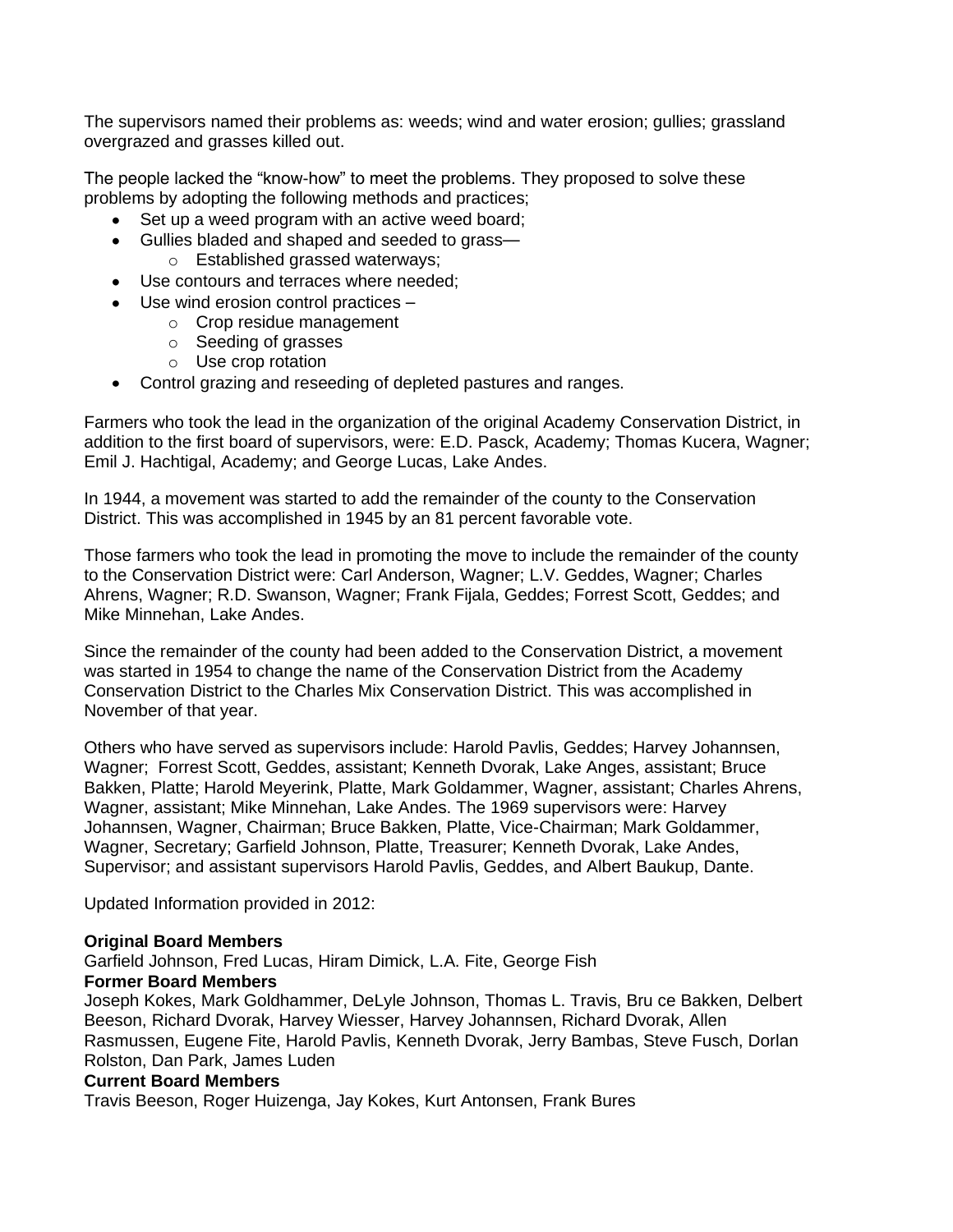The supervisors named their problems as: weeds; wind and water erosion; gullies; grassland overgrazed and grasses killed out.

The people lacked the "know-how" to meet the problems. They proposed to solve these problems by adopting the following methods and practices;

- Set up a weed program with an active weed board;
- Gullies bladed and shaped and seeded to grass—
    - Established grassed waterways;
- Use contours and terraces where needed;
- Use wind erosion control practices –
    - Crop residue management
    - Seeding of grasses
    - Use crop rotation
- Control grazing and reseeding of depleted pastures and ranges.

Farmers who took the lead in the organization of the original Academy Conservation District, in addition to the first board of supervisors, were: E.D. Pasck, Academy; Thomas Kucera, Wagner; Emil J. Hachtigal, Academy; and George Lucas, Lake Andes.

In 1944, a movement was started to add the remainder of the county to the Conservation District. This was accomplished in 1945 by an 81 percent favorable vote.

Those farmers who took the lead in promoting the move to include the remainder of the county to the Conservation District were: Carl Anderson, Wagner; L.V. Geddes, Wagner; Charles Ahrens, Wagner; R.D. Swanson, Wagner; Frank Fijala, Geddes; Forrest Scott, Geddes; and Mike Minnehan, Lake Andes.

Since the remainder of the county had been added to the Conservation District, a movement was started in 1954 to change the name of the Conservation District from the Academy Conservation District to the Charles Mix Conservation District. This was accomplished in November of that year.

Others who have served as supervisors include: Harold Pavlis, Geddes; Harvey Johannsen, Wagner; Forrest Scott, Geddes, assistant; Kenneth Dvorak, Lake Anges, assistant; Bruce Bakken, Platte; Harold Meyerink, Platte, Mark Goldammer, Wagner, assistant; Charles Ahrens, Wagner, assistant; Mike Minnehan, Lake Andes. The 1969 supervisors were: Harvey Johannsen, Wagner, Chairman; Bruce Bakken, Platte, Vice-Chairman; Mark Goldammer, Wagner, Secretary; Garfield Johnson, Platte, Treasurer; Kenneth Dvorak, Lake Andes, Supervisor; and assistant supervisors Harold Pavlis, Geddes, and Albert Baukup, Dante.

Updated Information provided in 2012:

**Original Board Members**
Garfield Johnson, Fred Lucas, Hiram Dimick, L.A. Fite, George Fish

**Former Board Members**
Joseph Kokes, Mark Goldhammer, DeLyle Johnson, Thomas L. Travis, Bru ce Bakken, Delbert Beeson, Richard Dvorak, Harvey Wiesser, Harvey Johannsen, Richard Dvorak, Allen Rasmussen, Eugene Fite, Harold Pavlis, Kenneth Dvorak, Jerry Bambas, Steve Fusch, Dorlan Rolston, Dan Park, James Luden

**Current Board Members**
Travis Beeson, Roger Huizenga, Jay Kokes, Kurt Antonsen, Frank Bures